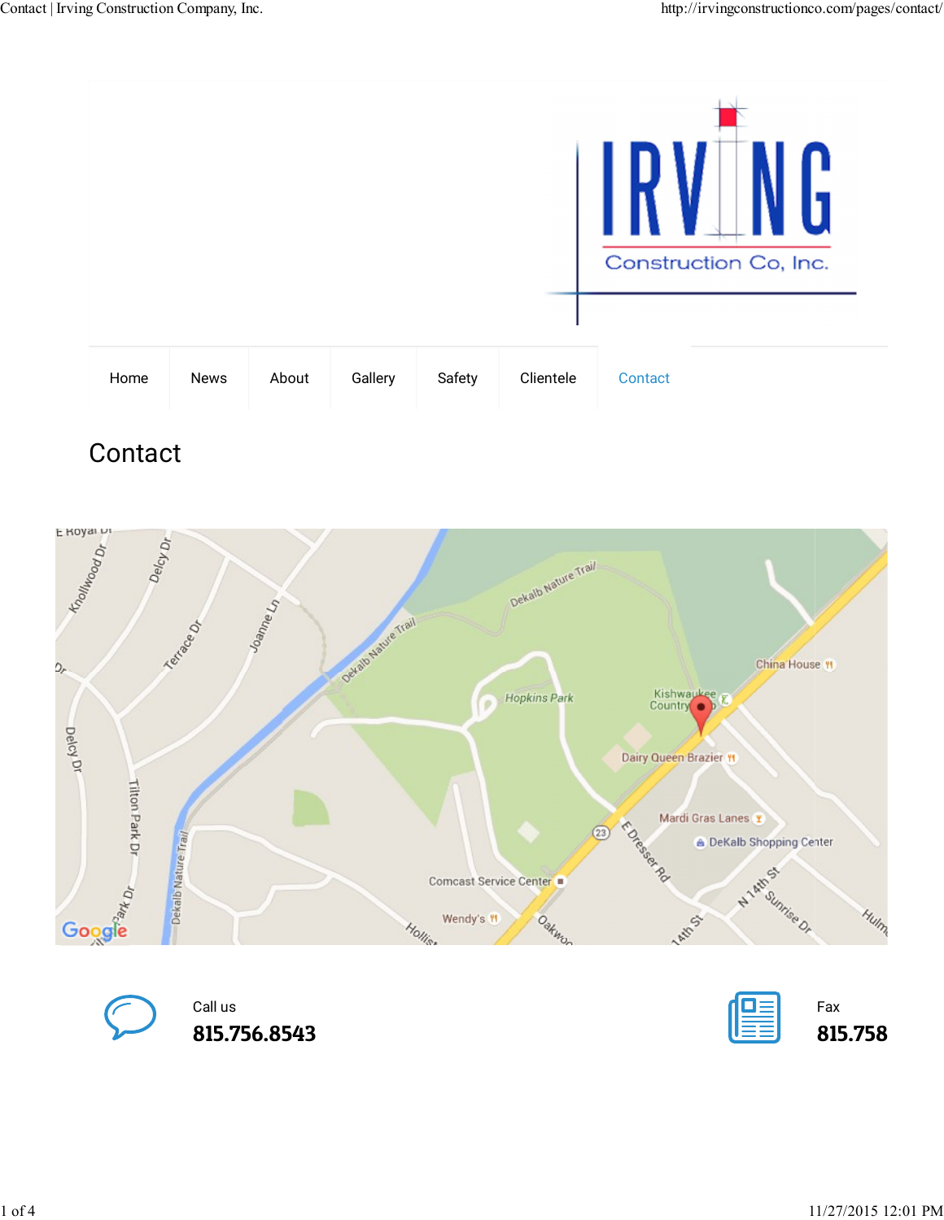IRVING Construction Co, Inc.

Home | News | About | Gallery | Safety | Clientele | Contact

# Contact

Call us

**815.756.8543**

Fax

**815.758**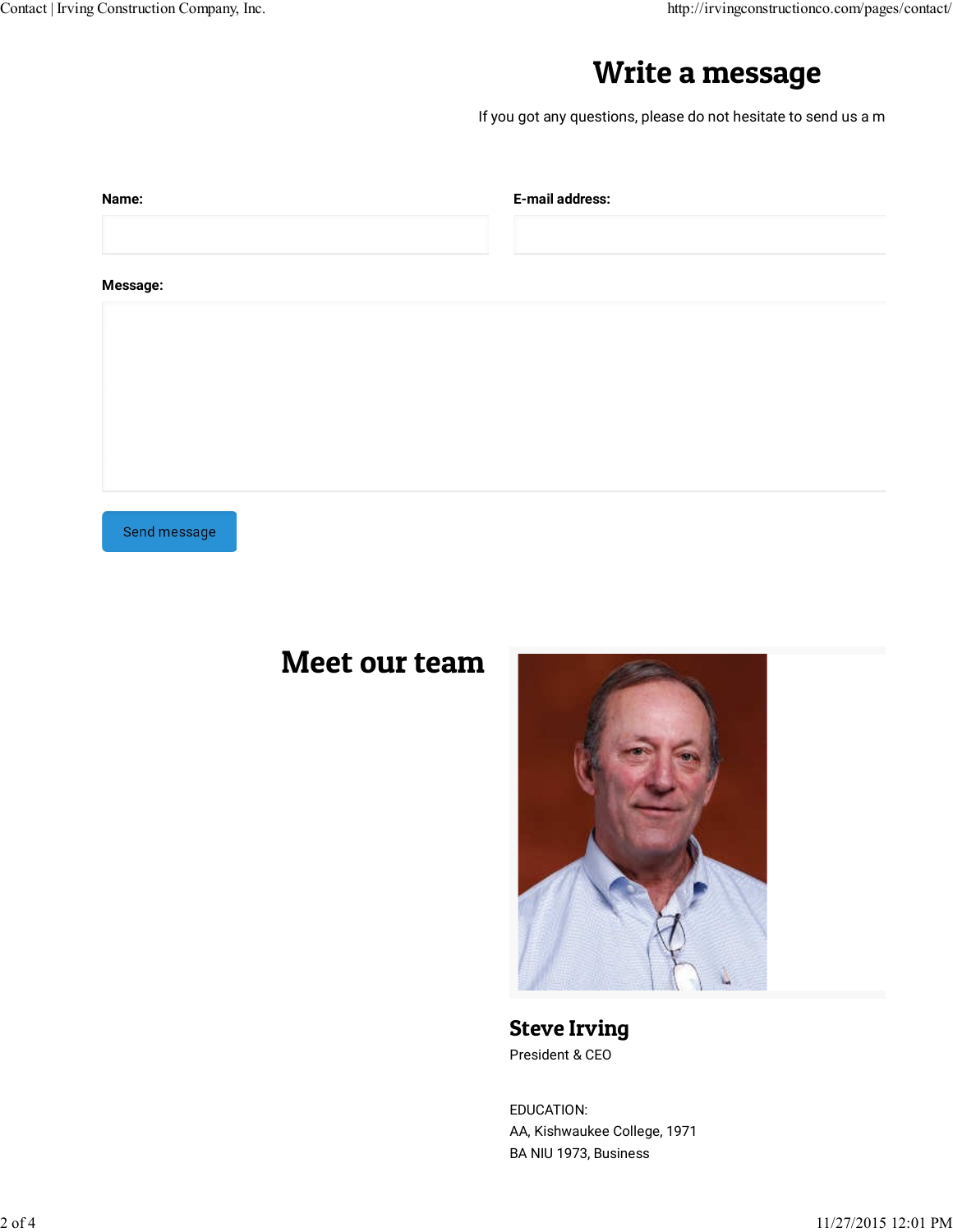## Write a message

If you got any questions, please do not hesitate to send us a m

**Name:**

**E-mail address:**

**Message:**

Send message

## Meet our team

### Steve Irving

President & CEO

EDUCATION:
AA, Kishwaukee College, 1971
BA NIU 1973, Business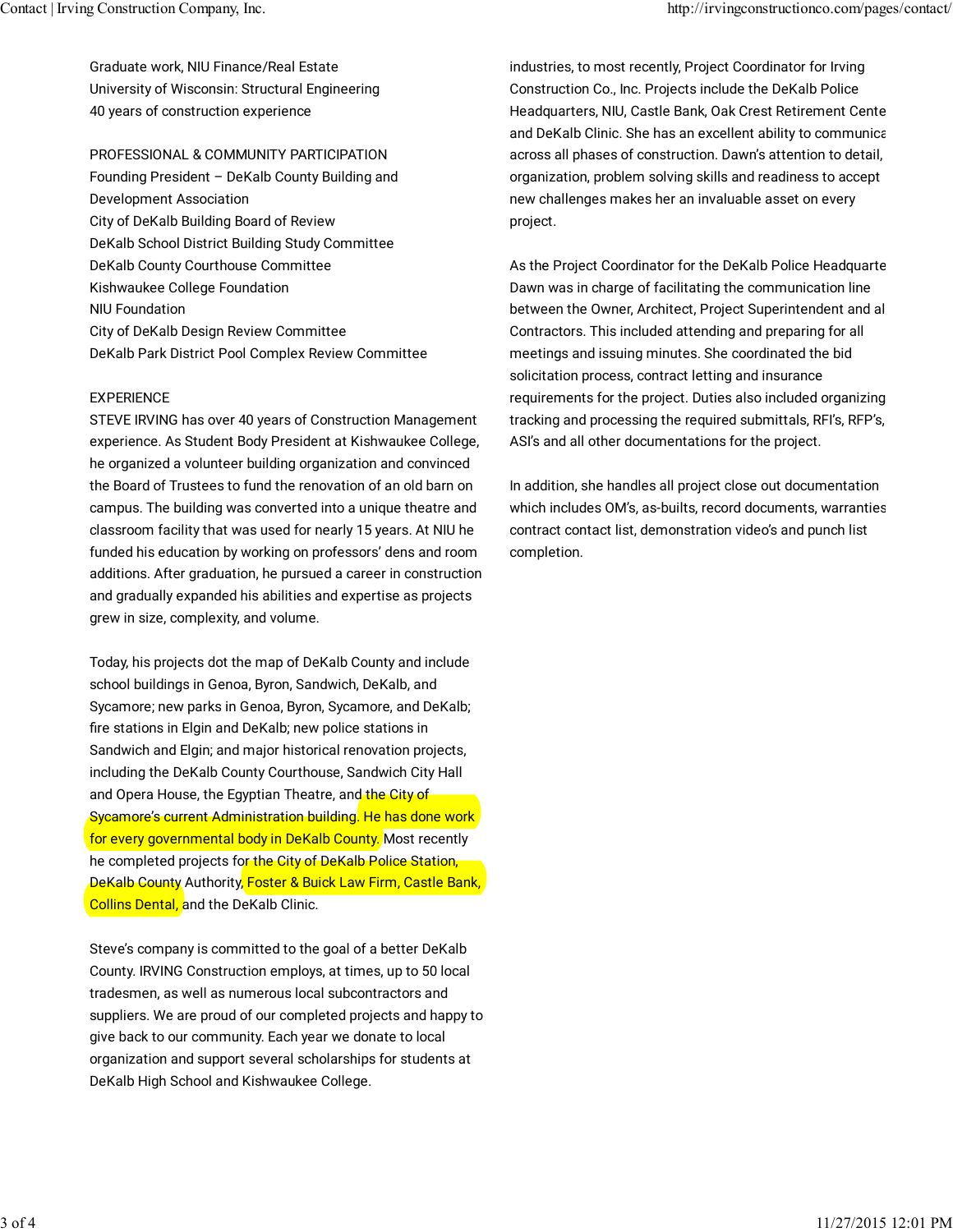Graduate work, NIU Finance/Real Estate
University of Wisconsin: Structural Engineering
40 years of construction experience

PROFESSIONAL & COMMUNITY PARTICIPATION
Founding President – DeKalb County Building and Development Association
City of DeKalb Building Board of Review
DeKalb School District Building Study Committee
DeKalb County Courthouse Committee
Kishwaukee College Foundation
NIU Foundation
City of DeKalb Design Review Committee
DeKalb Park District Pool Complex Review Committee

EXPERIENCE
STEVE IRVING has over 40 years of Construction Management experience. As Student Body President at Kishwaukee College, he organized a volunteer building organization and convinced the Board of Trustees to fund the renovation of an old barn on campus. The building was converted into a unique theatre and classroom facility that was used for nearly 15 years. At NIU he funded his education by working on professors' dens and room additions. After graduation, he pursued a career in construction and gradually expanded his abilities and expertise as projects grew in size, complexity, and volume.

Today, his projects dot the map of DeKalb County and include school buildings in Genoa, Byron, Sandwich, DeKalb, and Sycamore; new parks in Genoa, Byron, Sycamore, and DeKalb; fire stations in Elgin and DeKalb; new police stations in Sandwich and Elgin; and major historical renovation projects, including the DeKalb County Courthouse, Sandwich City Hall and Opera House, the Egyptian Theatre, and the City of Sycamore's current Administration building. He has done work for every governmental body in DeKalb County. Most recently he completed projects for the City of DeKalb Police Station, DeKalb County Authority, Foster & Buick Law Firm, Castle Bank, Collins Dental, and the DeKalb Clinic.

Steve's company is committed to the goal of a better DeKalb County. IRVING Construction employs, at times, up to 50 local tradesmen, as well as numerous local subcontractors and suppliers. We are proud of our completed projects and happy to give back to our community. Each year we donate to local organization and support several scholarships for students at DeKalb High School and Kishwaukee College.

industries, to most recently, Project Coordinator for Irving Construction Co., Inc. Projects include the DeKalb Police Headquarters, NIU, Castle Bank, Oak Crest Retirement Cente and DeKalb Clinic. She has an excellent ability to communica across all phases of construction. Dawn's attention to detail, organization, problem solving skills and readiness to accept new challenges makes her an invaluable asset on every project.

As the Project Coordinator for the DeKalb Police Headquarte Dawn was in charge of facilitating the communication line between the Owner, Architect, Project Superintendent and al Contractors. This included attending and preparing for all meetings and issuing minutes. She coordinated the bid solicitation process, contract letting and insurance requirements for the project. Duties also included organizing tracking and processing the required submittals, RFI's, RFP's, ASI's and all other documentations for the project.

In addition, she handles all project close out documentation which includes OM's, as-builts, record documents, warranties contract contact list, demonstration video's and punch list completion.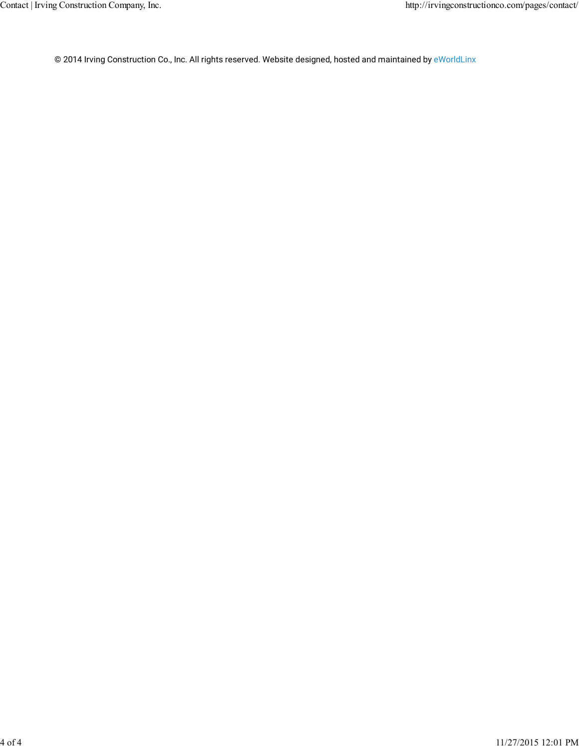© 2014 Irving Construction Co., Inc. All rights reserved. Website designed, hosted and maintained by eWorldLinx